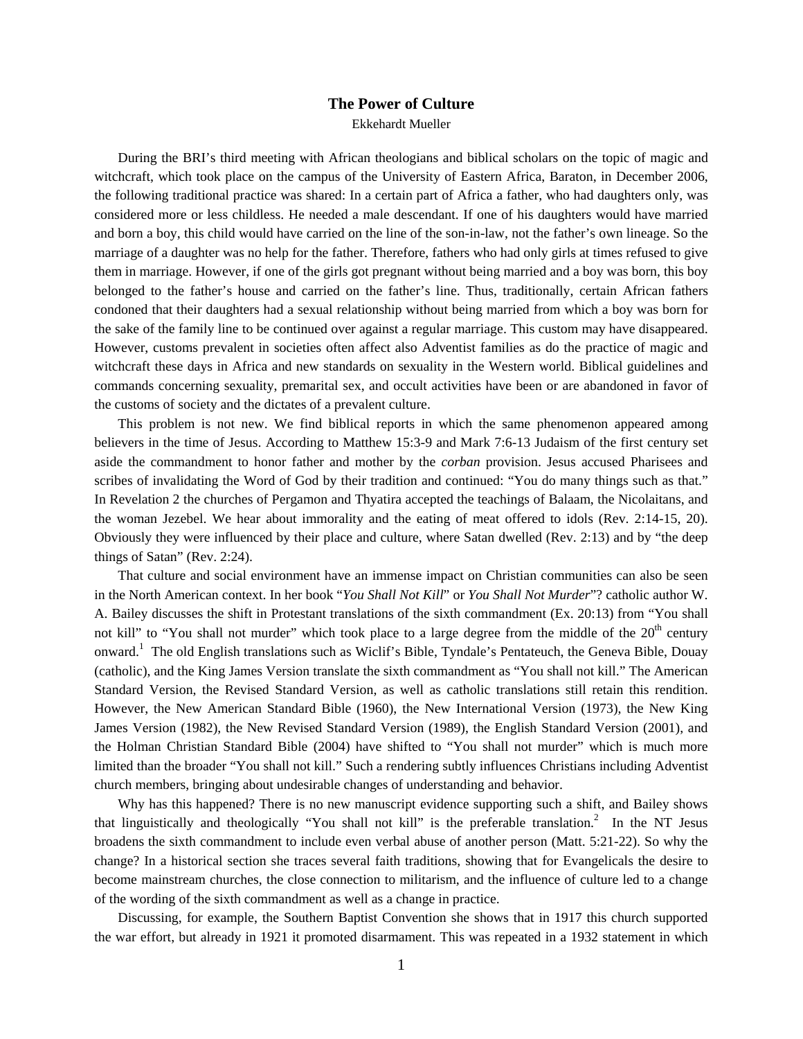# The Power of Culture

Ekkehardt Mueller

During the BRI's third meeting with African theologians and biblical scholars on the topic of magic and witchcraft, which took place on the campus of the University of Eastern Africa, Baraton, in December 2006, the following traditional practice was shared: In a certain part of Africa a father, who had daughters only, was considered more or less childless. He needed a male descendant. If one of his daughters would have married and born a boy, this child would have carried on the line of the son-in-law, not the father's own lineage. So the marriage of a daughter was no help for the father. Therefore, fathers who had only girls at times refused to give them in marriage. However, if one of the girls got pregnant without being married and a boy was born, this boy belonged to the father's house and carried on the father's line. Thus, traditionally, certain African fathers condoned that their daughters had a sexual relationship without being married from which a boy was born for the sake of the family line to be continued over against a regular marriage. This custom may have disappeared. However, customs prevalent in societies often affect also Adventist families as do the practice of magic and witchcraft these days in Africa and new standards on sexuality in the Western world. Biblical guidelines and commands concerning sexuality, premarital sex, and occult activities have been or are abandoned in favor of the customs of society and the dictates of a prevalent culture.

This problem is not new. We find biblical reports in which the same phenomenon appeared among believers in the time of Jesus. According to Matthew 15:3-9 and Mark 7:6-13 Judaism of the first century set aside the commandment to honor father and mother by the *corban* provision. Jesus accused Pharisees and scribes of invalidating the Word of God by their tradition and continued: "You do many things such as that." In Revelation 2 the churches of Pergamon and Thyatira accepted the teachings of Balaam, the Nicolaitans, and the woman Jezebel. We hear about immorality and the eating of meat offered to idols (Rev. 2:14-15, 20). Obviously they were influenced by their place and culture, where Satan dwelled (Rev. 2:13) and by "the deep things of Satan" (Rev. 2:24).

That culture and social environment have an immense impact on Christian communities can also be seen in the North American context. In her book "*You Shall Not Kill*" or *You Shall Not Murder*"? catholic author W. A. Bailey discusses the shift in Protestant translations of the sixth commandment (Ex. 20:13) from "You shall not kill" to "You shall not murder" which took place to a large degree from the middle of the 20th century onward.[1] The old English translations such as Wiclif's Bible, Tyndale's Pentateuch, the Geneva Bible, Douay (catholic), and the King James Version translate the sixth commandment as "You shall not kill." The American Standard Version, the Revised Standard Version, as well as catholic translations still retain this rendition. However, the New American Standard Bible (1960), the New International Version (1973), the New King James Version (1982), the New Revised Standard Version (1989), the English Standard Version (2001), and the Holman Christian Standard Bible (2004) have shifted to "You shall not murder" which is much more limited than the broader "You shall not kill." Such a rendering subtly influences Christians including Adventist church members, bringing about undesirable changes of understanding and behavior.

Why has this happened? There is no new manuscript evidence supporting such a shift, and Bailey shows that linguistically and theologically "You shall not kill" is the preferable translation.[2] In the NT Jesus broadens the sixth commandment to include even verbal abuse of another person (Matt. 5:21-22). So why the change? In a historical section she traces several faith traditions, showing that for Evangelicals the desire to become mainstream churches, the close connection to militarism, and the influence of culture led to a change of the wording of the sixth commandment as well as a change in practice.

Discussing, for example, the Southern Baptist Convention she shows that in 1917 this church supported the war effort, but already in 1921 it promoted disarmament. This was repeated in a 1932 statement in which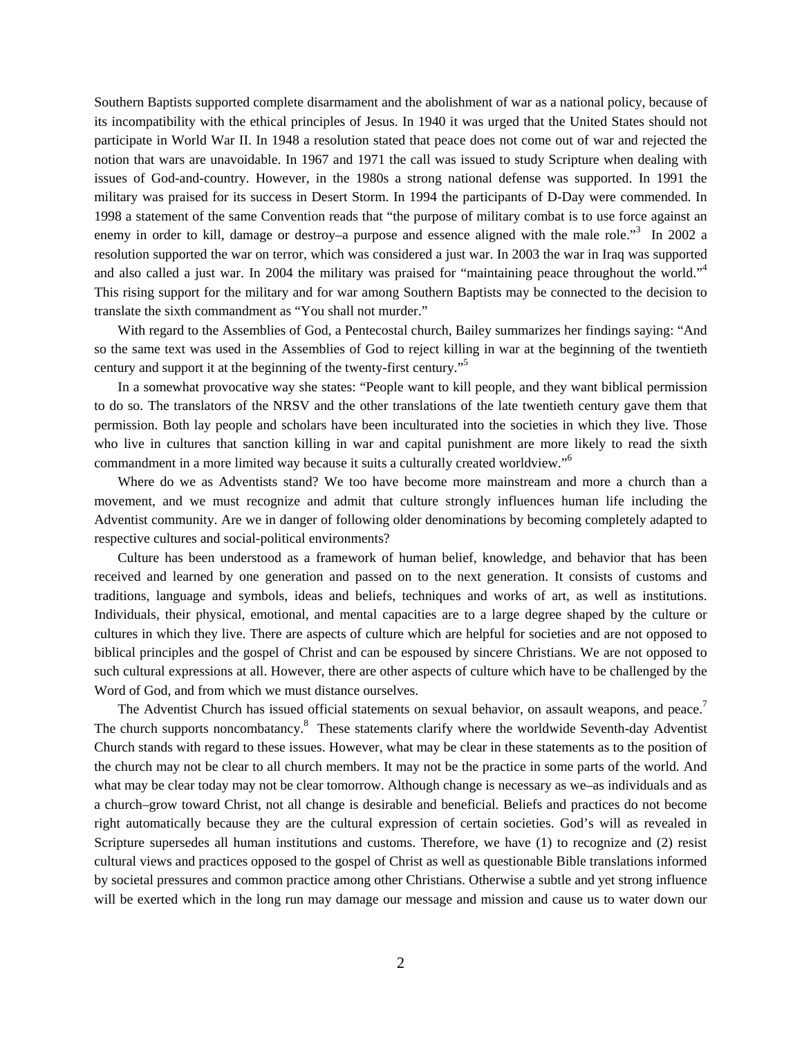Southern Baptists supported complete disarmament and the abolishment of war as a national policy, because of its incompatibility with the ethical principles of Jesus. In 1940 it was urged that the United States should not participate in World War II. In 1948 a resolution stated that peace does not come out of war and rejected the notion that wars are unavoidable. In 1967 and 1971 the call was issued to study Scripture when dealing with issues of God-and-country. However, in the 1980s a strong national defense was supported. In 1991 the military was praised for its success in Desert Storm. In 1994 the participants of D-Day were commended. In 1998 a statement of the same Convention reads that "the purpose of military combat is to use force against an enemy in order to kill, damage or destroy–a purpose and essence aligned with the male role."[3] In 2002 a resolution supported the war on terror, which was considered a just war. In 2003 the war in Iraq was supported and also called a just war. In 2004 the military was praised for "maintaining peace throughout the world."[4] This rising support for the military and for war among Southern Baptists may be connected to the decision to translate the sixth commandment as "You shall not murder."

With regard to the Assemblies of God, a Pentecostal church, Bailey summarizes her findings saying: "And so the same text was used in the Assemblies of God to reject killing in war at the beginning of the twentieth century and support it at the beginning of the twenty-first century."[5]

In a somewhat provocative way she states: "People want to kill people, and they want biblical permission to do so. The translators of the NRSV and the other translations of the late twentieth century gave them that permission. Both lay people and scholars have been inculturated into the societies in which they live. Those who live in cultures that sanction killing in war and capital punishment are more likely to read the sixth commandment in a more limited way because it suits a culturally created worldview."[6]

Where do we as Adventists stand? We too have become more mainstream and more a church than a movement, and we must recognize and admit that culture strongly influences human life including the Adventist community. Are we in danger of following older denominations by becoming completely adapted to respective cultures and social-political environments?

Culture has been understood as a framework of human belief, knowledge, and behavior that has been received and learned by one generation and passed on to the next generation. It consists of customs and traditions, language and symbols, ideas and beliefs, techniques and works of art, as well as institutions. Individuals, their physical, emotional, and mental capacities are to a large degree shaped by the culture or cultures in which they live. There are aspects of culture which are helpful for societies and are not opposed to biblical principles and the gospel of Christ and can be espoused by sincere Christians. We are not opposed to such cultural expressions at all. However, there are other aspects of culture which have to be challenged by the Word of God, and from which we must distance ourselves.

The Adventist Church has issued official statements on sexual behavior, on assault weapons, and peace.[7] The church supports noncombatancy.[8] These statements clarify where the worldwide Seventh-day Adventist Church stands with regard to these issues. However, what may be clear in these statements as to the position of the church may not be clear to all church members. It may not be the practice in some parts of the world. And what may be clear today may not be clear tomorrow. Although change is necessary as we–as individuals and as a church–grow toward Christ, not all change is desirable and beneficial. Beliefs and practices do not become right automatically because they are the cultural expression of certain societies. God's will as revealed in Scripture supersedes all human institutions and customs. Therefore, we have (1) to recognize and (2) resist cultural views and practices opposed to the gospel of Christ as well as questionable Bible translations informed by societal pressures and common practice among other Christians. Otherwise a subtle and yet strong influence will be exerted which in the long run may damage our message and mission and cause us to water down our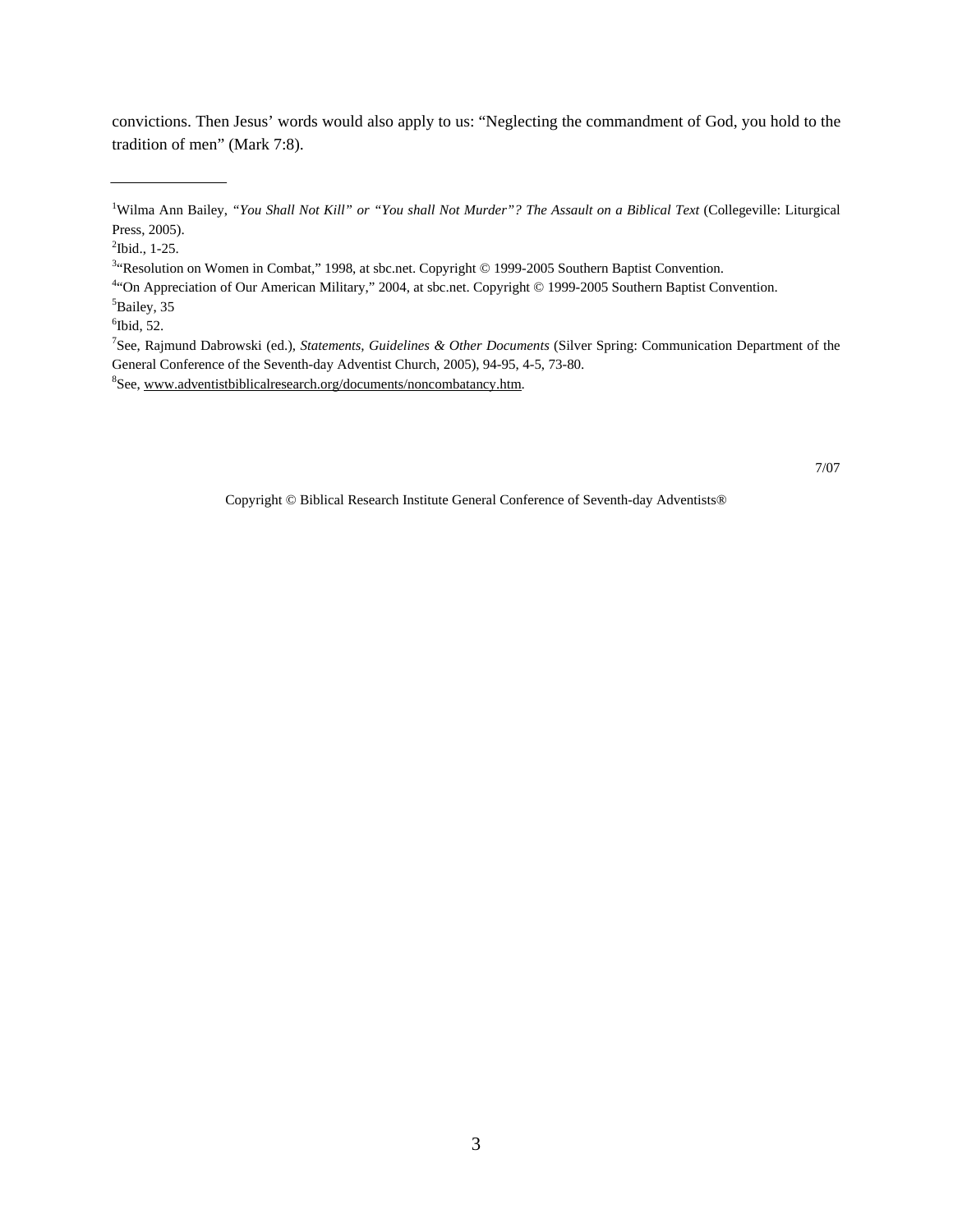convictions. Then Jesus' words would also apply to us: "Neglecting the commandment of God, you hold to the tradition of men" (Mark 7:8).

---

[1]Wilma Ann Bailey, *"You Shall Not Kill" or "You shall Not Murder"? The Assault on a Biblical Text* (Collegeville: Liturgical Press, 2005).

[2]Ibid., 1-25.

[3]"Resolution on Women in Combat," 1998, at sbc.net. Copyright © 1999-2005 Southern Baptist Convention.

[4]"On Appreciation of Our American Military," 2004, at sbc.net. Copyright © 1999-2005 Southern Baptist Convention.

[5]Bailey, 35

[6]Ibid, 52.

[7]See, Rajmund Dabrowski (ed.), *Statements, Guidelines & Other Documents* (Silver Spring: Communication Department of the General Conference of the Seventh-day Adventist Church, 2005), 94-95, 4-5, 73-80.

[8]See, www.adventistbiblicalresearch.org/documents/noncombatancy.htm.

7/07

Copyright © Biblical Research Institute General Conference of Seventh-day Adventists®